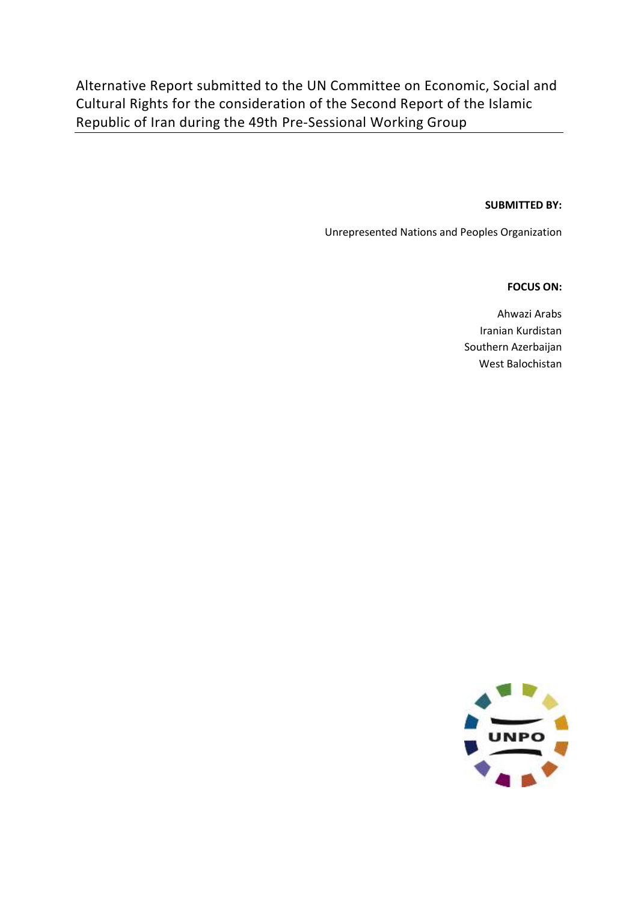# Alternative Report submitted to the UN Committee on Economic, Social and Cultural Rights for the consideration of the Second Report of the Islamic Republic of Iran during the 49th Pre-Sessional Working Group

**SUBMITTED BY:**

Unrepresented Nations and Peoples Organization

**FOCUS ON:**

Ahwazi Arabs
Iranian Kurdistan
Southern Azerbaijan
West Balochistan

UNPO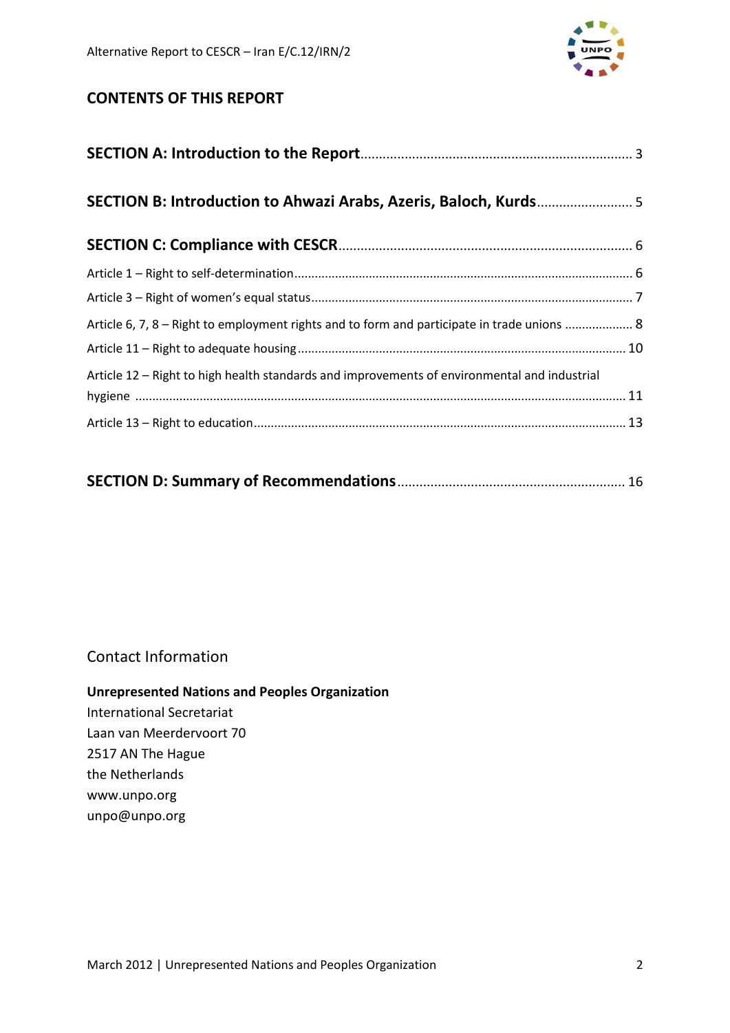## CONTENTS OF THIS REPORT

**SECTION A: Introduction to the Report** ..... 3

**SECTION B: Introduction to Ahwazi Arabs, Azeris, Baloch, Kurds** ..... 5

**SECTION C: Compliance with CESCR** ..... 6

Article 1 – Right to self-determination ..... 6

Article 3 – Right of women's equal status ..... 7

Article 6, 7, 8 – Right to employment rights and to form and participate in trade unions ..... 8

Article 11 – Right to adequate housing ..... 10

Article 12 – Right to high health standards and improvements of environmental and industrial hygiene ..... 11

Article 13 – Right to education ..... 13

**SECTION D: Summary of Recommendations** ..... 16

Contact Information

**Unrepresented Nations and Peoples Organization**
International Secretariat
Laan van Meerdervoort 70
2517 AN The Hague
the Netherlands
www.unpo.org
unpo@unpo.org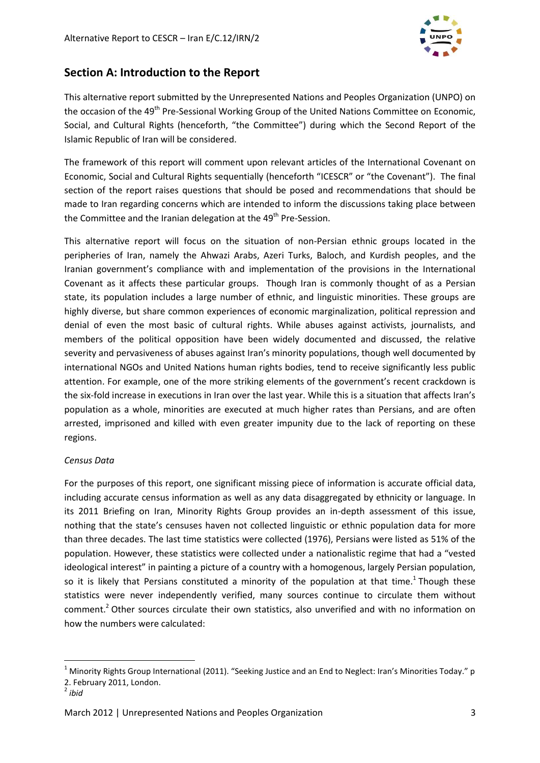## Section A: Introduction to the Report

This alternative report submitted by the Unrepresented Nations and Peoples Organization (UNPO) on the occasion of the 49th Pre-Sessional Working Group of the United Nations Committee on Economic, Social, and Cultural Rights (henceforth, "the Committee") during which the Second Report of the Islamic Republic of Iran will be considered.

The framework of this report will comment upon relevant articles of the International Covenant on Economic, Social and Cultural Rights sequentially (henceforth "ICESCR" or "the Covenant"). The final section of the report raises questions that should be posed and recommendations that should be made to Iran regarding concerns which are intended to inform the discussions taking place between the Committee and the Iranian delegation at the 49th Pre-Session.

This alternative report will focus on the situation of non-Persian ethnic groups located in the peripheries of Iran, namely the Ahwazi Arabs, Azeri Turks, Baloch, and Kurdish peoples, and the Iranian government's compliance with and implementation of the provisions in the International Covenant as it affects these particular groups. Though Iran is commonly thought of as a Persian state, its population includes a large number of ethnic, and linguistic minorities. These groups are highly diverse, but share common experiences of economic marginalization, political repression and denial of even the most basic of cultural rights. While abuses against activists, journalists, and members of the political opposition have been widely documented and discussed, the relative severity and pervasiveness of abuses against Iran's minority populations, though well documented by international NGOs and United Nations human rights bodies, tend to receive significantly less public attention. For example, one of the more striking elements of the government's recent crackdown is the six-fold increase in executions in Iran over the last year. While this is a situation that affects Iran's population as a whole, minorities are executed at much higher rates than Persians, and are often arrested, imprisoned and killed with even greater impunity due to the lack of reporting on these regions.

*Census Data*

For the purposes of this report, one significant missing piece of information is accurate official data, including accurate census information as well as any data disaggregated by ethnicity or language. In its 2011 Briefing on Iran, Minority Rights Group provides an in-depth assessment of this issue, nothing that the state's censuses haven not collected linguistic or ethnic population data for more than three decades. The last time statistics were collected (1976), Persians were listed as 51% of the population. However, these statistics were collected under a nationalistic regime that had a "vested ideological interest" in painting a picture of a country with a homogenous, largely Persian population, so it is likely that Persians constituted a minority of the population at that time.[1] Though these statistics were never independently verified, many sources continue to circulate them without comment.[2] Other sources circulate their own statistics, also unverified and with no information on how the numbers were calculated:

---

[1] Minority Rights Group International (2011). "Seeking Justice and an End to Neglect: Iran's Minorities Today." p 2. February 2011, London.

[2] *ibid*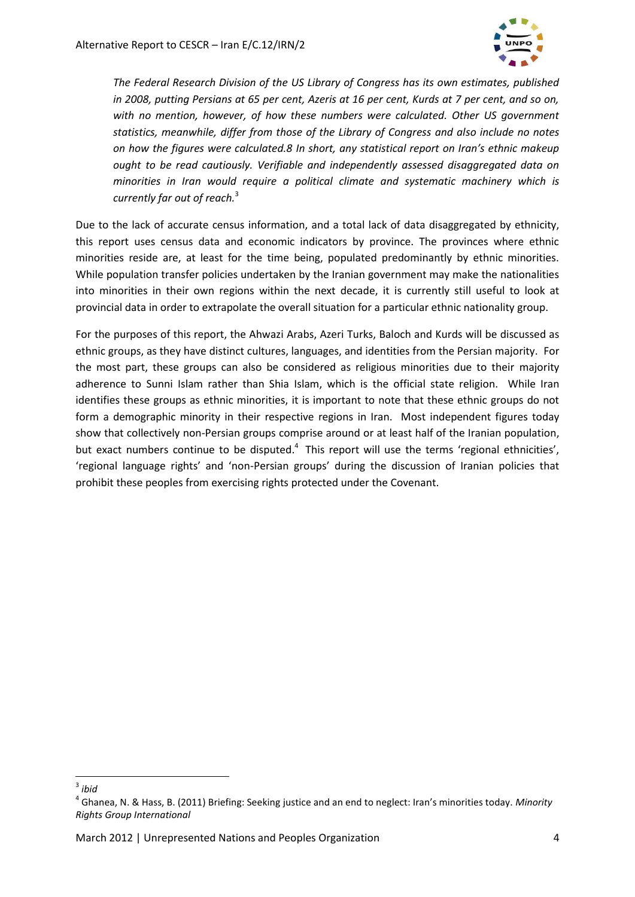*The Federal Research Division of the US Library of Congress has its own estimates, published in 2008, putting Persians at 65 per cent, Azeris at 16 per cent, Kurds at 7 per cent, and so on, with no mention, however, of how these numbers were calculated. Other US government statistics, meanwhile, differ from those of the Library of Congress and also include no notes on how the figures were calculated.8 In short, any statistical report on Iran's ethnic makeup ought to be read cautiously. Verifiable and independently assessed disaggregated data on minorities in Iran would require a political climate and systematic machinery which is currently far out of reach.*[3]

Due to the lack of accurate census information, and a total lack of data disaggregated by ethnicity, this report uses census data and economic indicators by province. The provinces where ethnic minorities reside are, at least for the time being, populated predominantly by ethnic minorities. While population transfer policies undertaken by the Iranian government may make the nationalities into minorities in their own regions within the next decade, it is currently still useful to look at provincial data in order to extrapolate the overall situation for a particular ethnic nationality group.

For the purposes of this report, the Ahwazi Arabs, Azeri Turks, Baloch and Kurds will be discussed as ethnic groups, as they have distinct cultures, languages, and identities from the Persian majority. For the most part, these groups can also be considered as religious minorities due to their majority adherence to Sunni Islam rather than Shia Islam, which is the official state religion. While Iran identifies these groups as ethnic minorities, it is important to note that these ethnic groups do not form a demographic minority in their respective regions in Iran. Most independent figures today show that collectively non-Persian groups comprise around or at least half of the Iranian population, but exact numbers continue to be disputed.[4] This report will use the terms 'regional ethnicities', 'regional language rights' and 'non-Persian groups' during the discussion of Iranian policies that prohibit these peoples from exercising rights protected under the Covenant.

---

[3] *ibid*

[4] Ghanea, N. & Hass, B. (2011) Briefing: Seeking justice and an end to neglect: Iran's minorities today. *Minority Rights Group International*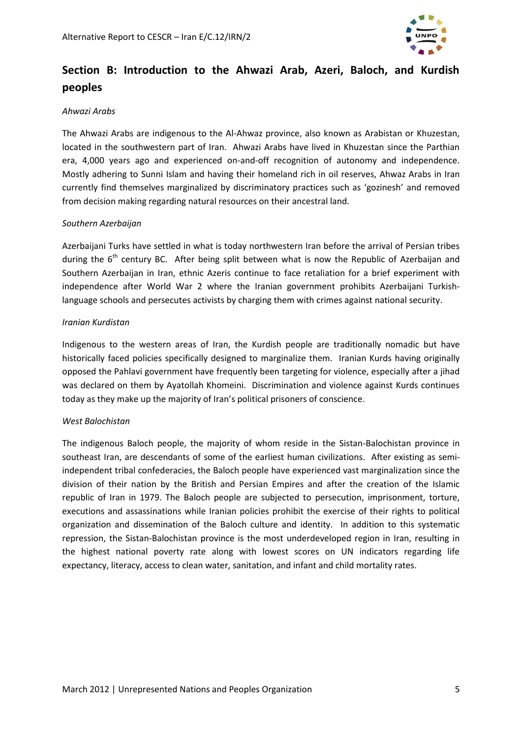## Section B: Introduction to the Ahwazi Arab, Azeri, Baloch, and Kurdish peoples

*Ahwazi Arabs*

The Ahwazi Arabs are indigenous to the Al-Ahwaz province, also known as Arabistan or Khuzestan, located in the southwestern part of Iran. Ahwazi Arabs have lived in Khuzestan since the Parthian era, 4,000 years ago and experienced on-and-off recognition of autonomy and independence. Mostly adhering to Sunni Islam and having their homeland rich in oil reserves, Ahwaz Arabs in Iran currently find themselves marginalized by discriminatory practices such as 'gozinesh' and removed from decision making regarding natural resources on their ancestral land.

*Southern Azerbaijan*

Azerbaijani Turks have settled in what is today northwestern Iran before the arrival of Persian tribes during the 6th century BC. After being split between what is now the Republic of Azerbaijan and Southern Azerbaijan in Iran, ethnic Azeris continue to face retaliation for a brief experiment with independence after World War 2 where the Iranian government prohibits Azerbaijani Turkish-language schools and persecutes activists by charging them with crimes against national security.

*Iranian Kurdistan*

Indigenous to the western areas of Iran, the Kurdish people are traditionally nomadic but have historically faced policies specifically designed to marginalize them. Iranian Kurds having originally opposed the Pahlavi government have frequently been targeting for violence, especially after a jihad was declared on them by Ayatollah Khomeini. Discrimination and violence against Kurds continues today as they make up the majority of Iran's political prisoners of conscience.

*West Balochistan*

The indigenous Baloch people, the majority of whom reside in the Sistan-Balochistan province in southeast Iran, are descendants of some of the earliest human civilizations. After existing as semi-independent tribal confederacies, the Baloch people have experienced vast marginalization since the division of their nation by the British and Persian Empires and after the creation of the Islamic republic of Iran in 1979. The Baloch people are subjected to persecution, imprisonment, torture, executions and assassinations while Iranian policies prohibit the exercise of their rights to political organization and dissemination of the Baloch culture and identity. In addition to this systematic repression, the Sistan-Balochistan province is the most underdeveloped region in Iran, resulting in the highest national poverty rate along with lowest scores on UN indicators regarding life expectancy, literacy, access to clean water, sanitation, and infant and child mortality rates.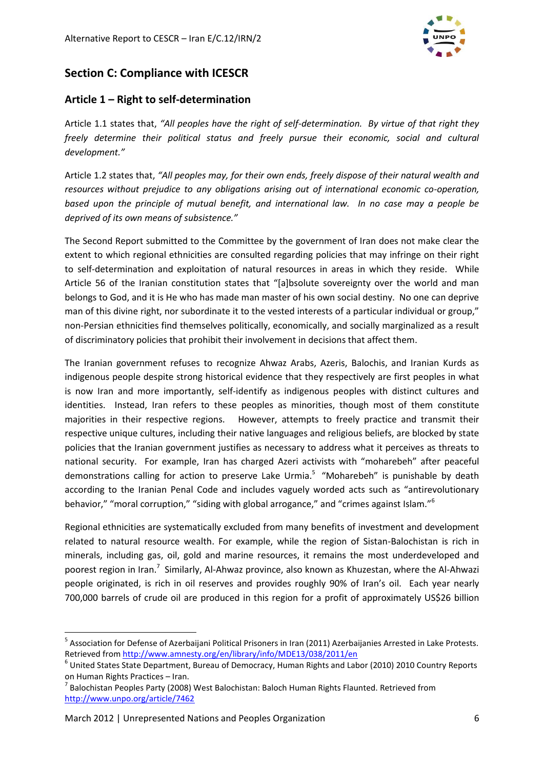## Section C: Compliance with ICESCR

### Article 1 – Right to self-determination

Article 1.1 states that, *"All peoples have the right of self-determination. By virtue of that right they freely determine their political status and freely pursue their economic, social and cultural development."*

Article 1.2 states that, *"All peoples may, for their own ends, freely dispose of their natural wealth and resources without prejudice to any obligations arising out of international economic co-operation, based upon the principle of mutual benefit, and international law. In no case may a people be deprived of its own means of subsistence."*

The Second Report submitted to the Committee by the government of Iran does not make clear the extent to which regional ethnicities are consulted regarding policies that may infringe on their right to self-determination and exploitation of natural resources in areas in which they reside. While Article 56 of the Iranian constitution states that "[a]bsolute sovereignty over the world and man belongs to God, and it is He who has made man master of his own social destiny. No one can deprive man of this divine right, nor subordinate it to the vested interests of a particular individual or group," non-Persian ethnicities find themselves politically, economically, and socially marginalized as a result of discriminatory policies that prohibit their involvement in decisions that affect them.

The Iranian government refuses to recognize Ahwaz Arabs, Azeris, Balochis, and Iranian Kurds as indigenous people despite strong historical evidence that they respectively are first peoples in what is now Iran and more importantly, self-identify as indigenous peoples with distinct cultures and identities. Instead, Iran refers to these peoples as minorities, though most of them constitute majorities in their respective regions. However, attempts to freely practice and transmit their respective unique cultures, including their native languages and religious beliefs, are blocked by state policies that the Iranian government justifies as necessary to address what it perceives as threats to national security. For example, Iran has charged Azeri activists with "moharebeh" after peaceful demonstrations calling for action to preserve Lake Urmia.[5] "Moharebeh" is punishable by death according to the Iranian Penal Code and includes vaguely worded acts such as "antirevolutionary behavior," "moral corruption," "siding with global arrogance," and "crimes against Islam."[6]

Regional ethnicities are systematically excluded from many benefits of investment and development related to natural resource wealth. For example, while the region of Sistan-Balochistan is rich in minerals, including gas, oil, gold and marine resources, it remains the most underdeveloped and poorest region in Iran.[7] Similarly, Al-Ahwaz province, also known as Khuzestan, where the Al-Ahwazi people originated, is rich in oil reserves and provides roughly 90% of Iran's oil. Each year nearly 700,000 barrels of crude oil are produced in this region for a profit of approximately US$26 billion

---

[5] Association for Defense of Azerbaijani Political Prisoners in Iran (2011) Azerbaijanies Arrested in Lake Protests. Retrieved from http://www.amnesty.org/en/library/info/MDE13/038/2011/en

[6] United States State Department, Bureau of Democracy, Human Rights and Labor (2010) 2010 Country Reports on Human Rights Practices – Iran.

[7] Balochistan Peoples Party (2008) West Balochistan: Baloch Human Rights Flaunted. Retrieved from http://www.unpo.org/article/7462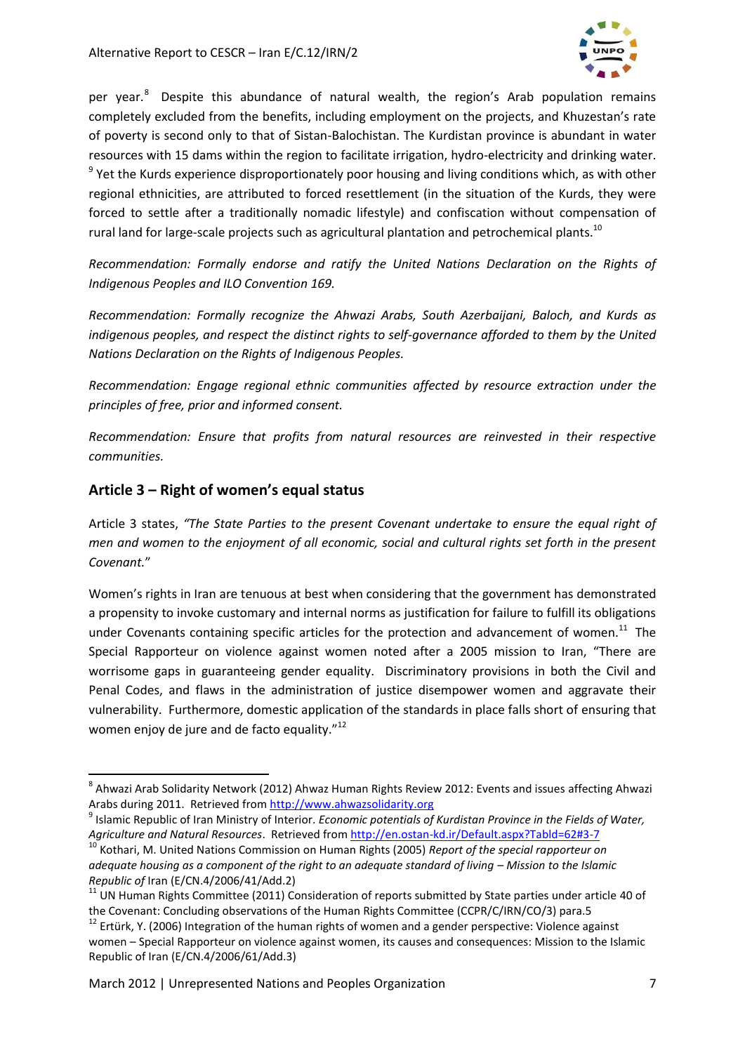per year.[8] Despite this abundance of natural wealth, the region's Arab population remains completely excluded from the benefits, including employment on the projects, and Khuzestan's rate of poverty is second only to that of Sistan-Balochistan. The Kurdistan province is abundant in water resources with 15 dams within the region to facilitate irrigation, hydro-electricity and drinking water.[9] Yet the Kurds experience disproportionately poor housing and living conditions which, as with other regional ethnicities, are attributed to forced resettlement (in the situation of the Kurds, they were forced to settle after a traditionally nomadic lifestyle) and confiscation without compensation of rural land for large-scale projects such as agricultural plantation and petrochemical plants.[10]

*Recommendation: Formally endorse and ratify the United Nations Declaration on the Rights of Indigenous Peoples and ILO Convention 169.*

*Recommendation: Formally recognize the Ahwazi Arabs, South Azerbaijani, Baloch, and Kurds as indigenous peoples, and respect the distinct rights to self-governance afforded to them by the United Nations Declaration on the Rights of Indigenous Peoples.*

*Recommendation: Engage regional ethnic communities affected by resource extraction under the principles of free, prior and informed consent.*

*Recommendation: Ensure that profits from natural resources are reinvested in their respective communities.*

## Article 3 – Right of women's equal status

Article 3 states, *"The State Parties to the present Covenant undertake to ensure the equal right of men and women to the enjoyment of all economic, social and cultural rights set forth in the present Covenant.*"

Women's rights in Iran are tenuous at best when considering that the government has demonstrated a propensity to invoke customary and internal norms as justification for failure to fulfill its obligations under Covenants containing specific articles for the protection and advancement of women.[11] The Special Rapporteur on violence against women noted after a 2005 mission to Iran, "There are worrisome gaps in guaranteeing gender equality. Discriminatory provisions in both the Civil and Penal Codes, and flaws in the administration of justice disempower women and aggravate their vulnerability. Furthermore, domestic application of the standards in place falls short of ensuring that women enjoy de jure and de facto equality."[12]

---

[8] Ahwazi Arab Solidarity Network (2012) Ahwaz Human Rights Review 2012: Events and issues affecting Ahwazi Arabs during 2011. Retrieved from http://www.ahwazsolidarity.org

[9] Islamic Republic of Iran Ministry of Interior. *Economic potentials of Kurdistan Province in the Fields of Water, Agriculture and Natural Resources*. Retrieved from http://en.ostan-kd.ir/Default.aspx?TabId=62#3-7

[10] Kothari, M. United Nations Commission on Human Rights (2005) *Report of the special rapporteur on adequate housing as a component of the right to an adequate standard of living – Mission to the Islamic Republic of* Iran (E/CN.4/2006/41/Add.2)

[11] UN Human Rights Committee (2011) Consideration of reports submitted by State parties under article 40 of the Covenant: Concluding observations of the Human Rights Committee (CCPR/C/IRN/CO/3) para.5

[12] Ertürk, Y. (2006) Integration of the human rights of women and a gender perspective: Violence against women – Special Rapporteur on violence against women, its causes and consequences: Mission to the Islamic Republic of Iran (E/CN.4/2006/61/Add.3)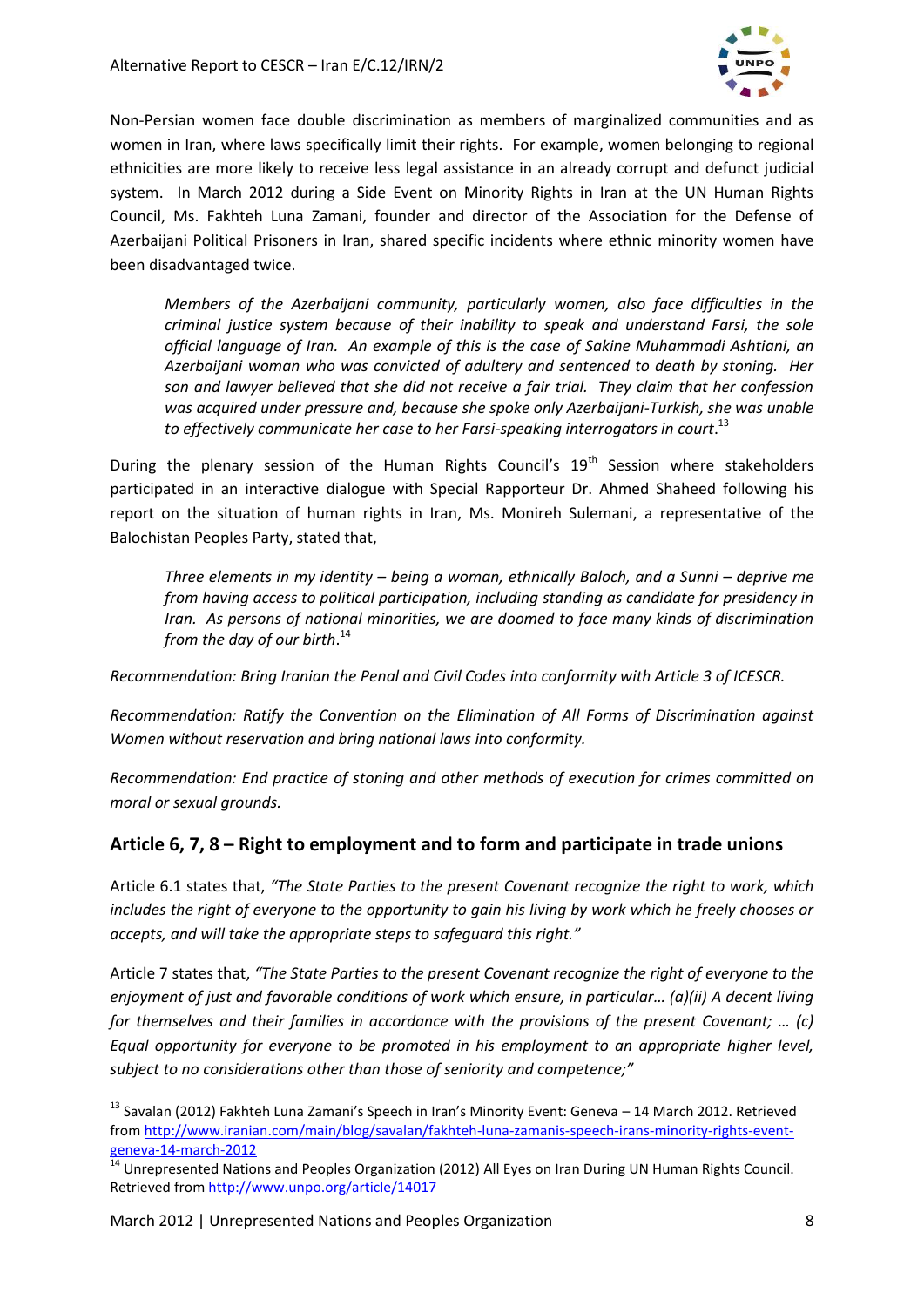Non-Persian women face double discrimination as members of marginalized communities and as women in Iran, where laws specifically limit their rights. For example, women belonging to regional ethnicities are more likely to receive less legal assistance in an already corrupt and defunct judicial system. In March 2012 during a Side Event on Minority Rights in Iran at the UN Human Rights Council, Ms. Fakhteh Luna Zamani, founder and director of the Association for the Defense of Azerbaijani Political Prisoners in Iran, shared specific incidents where ethnic minority women have been disadvantaged twice.

> *Members of the Azerbaijani community, particularly women, also face difficulties in the criminal justice system because of their inability to speak and understand Farsi, the sole official language of Iran. An example of this is the case of Sakine Muhammadi Ashtiani, an Azerbaijani woman who was convicted of adultery and sentenced to death by stoning. Her son and lawyer believed that she did not receive a fair trial. They claim that her confession was acquired under pressure and, because she spoke only Azerbaijani-Turkish, she was unable to effectively communicate her case to her Farsi-speaking interrogators in court*.[13]

During the plenary session of the Human Rights Council's 19th Session where stakeholders participated in an interactive dialogue with Special Rapporteur Dr. Ahmed Shaheed following his report on the situation of human rights in Iran, Ms. Monireh Sulemani, a representative of the Balochistan Peoples Party, stated that,

> *Three elements in my identity – being a woman, ethnically Baloch, and a Sunni – deprive me from having access to political participation, including standing as candidate for presidency in Iran. As persons of national minorities, we are doomed to face many kinds of discrimination from the day of our birth*.[14]

*Recommendation: Bring Iranian the Penal and Civil Codes into conformity with Article 3 of ICESCR.*

*Recommendation: Ratify the Convention on the Elimination of All Forms of Discrimination against Women without reservation and bring national laws into conformity.*

*Recommendation: End practice of stoning and other methods of execution for crimes committed on moral or sexual grounds.*

## Article 6, 7, 8 – Right to employment and to form and participate in trade unions

Article 6.1 states that, *"The State Parties to the present Covenant recognize the right to work, which includes the right of everyone to the opportunity to gain his living by work which he freely chooses or accepts, and will take the appropriate steps to safeguard this right."*

Article 7 states that, *"The State Parties to the present Covenant recognize the right of everyone to the enjoyment of just and favorable conditions of work which ensure, in particular… (a)(ii) A decent living for themselves and their families in accordance with the provisions of the present Covenant; … (c) Equal opportunity for everyone to be promoted in his employment to an appropriate higher level, subject to no considerations other than those of seniority and competence;"*

---

[13] Savalan (2012) Fakhteh Luna Zamani's Speech in Iran's Minority Event: Geneva – 14 March 2012. Retrieved from http://www.iranian.com/main/blog/savalan/fakhteh-luna-zamanis-speech-irans-minority-rights-event-geneva-14-march-2012

[14] Unrepresented Nations and Peoples Organization (2012) All Eyes on Iran During UN Human Rights Council. Retrieved from http://www.unpo.org/article/14017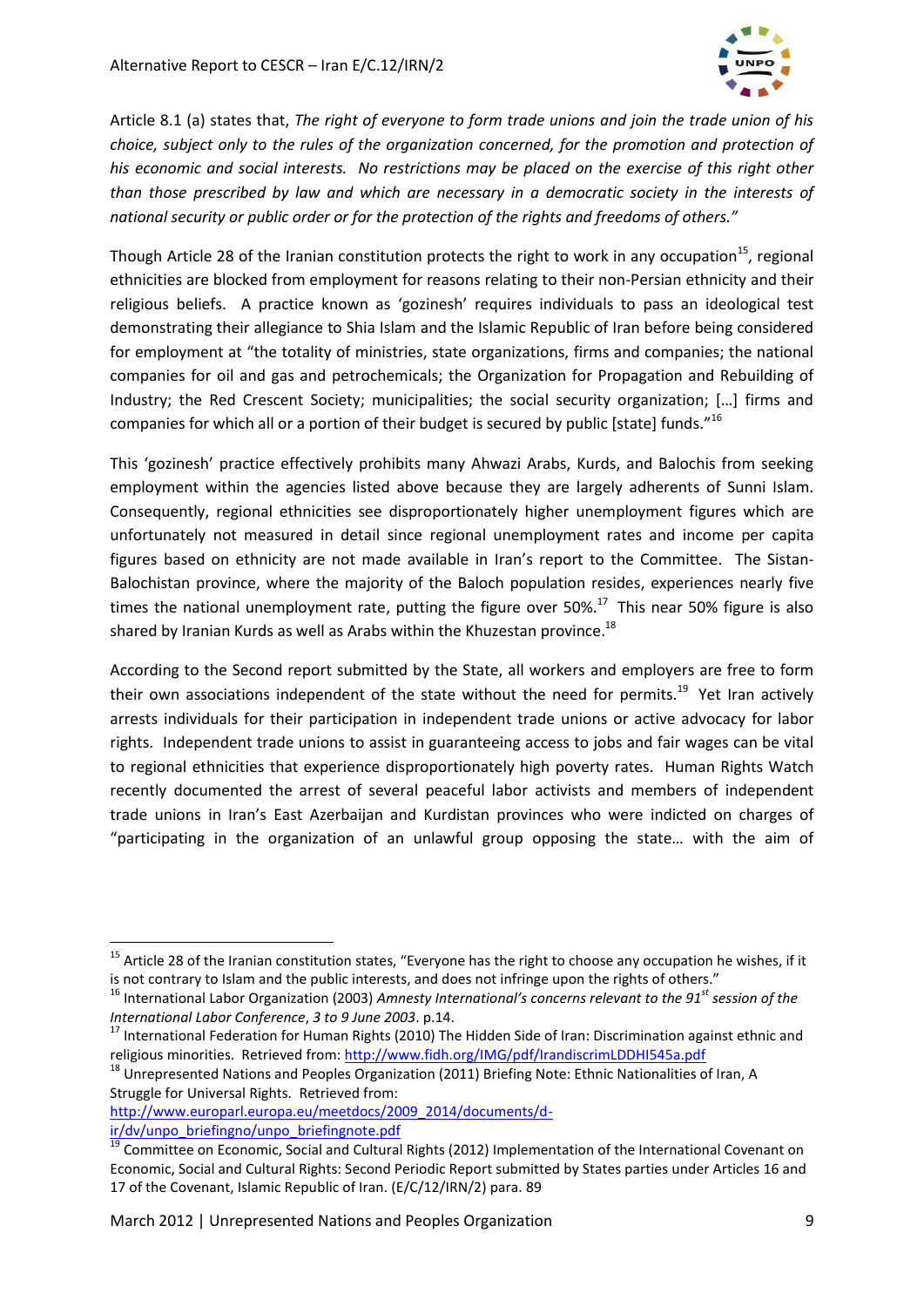Article 8.1 (a) states that, *The right of everyone to form trade unions and join the trade union of his choice, subject only to the rules of the organization concerned, for the promotion and protection of his economic and social interests. No restrictions may be placed on the exercise of this right other than those prescribed by law and which are necessary in a democratic society in the interests of national security or public order or for the protection of the rights and freedoms of others."*

Though Article 28 of the Iranian constitution protects the right to work in any occupation[15], regional ethnicities are blocked from employment for reasons relating to their non-Persian ethnicity and their religious beliefs. A practice known as 'gozinesh' requires individuals to pass an ideological test demonstrating their allegiance to Shia Islam and the Islamic Republic of Iran before being considered for employment at "the totality of ministries, state organizations, firms and companies; the national companies for oil and gas and petrochemicals; the Organization for Propagation and Rebuilding of Industry; the Red Crescent Society; municipalities; the social security organization; […] firms and companies for which all or a portion of their budget is secured by public [state] funds."[16]

This 'gozinesh' practice effectively prohibits many Ahwazi Arabs, Kurds, and Balochis from seeking employment within the agencies listed above because they are largely adherents of Sunni Islam. Consequently, regional ethnicities see disproportionately higher unemployment figures which are unfortunately not measured in detail since regional unemployment rates and income per capita figures based on ethnicity are not made available in Iran's report to the Committee. The Sistan-Balochistan province, where the majority of the Baloch population resides, experiences nearly five times the national unemployment rate, putting the figure over 50%.[17] This near 50% figure is also shared by Iranian Kurds as well as Arabs within the Khuzestan province.[18]

According to the Second report submitted by the State, all workers and employers are free to form their own associations independent of the state without the need for permits.[19] Yet Iran actively arrests individuals for their participation in independent trade unions or active advocacy for labor rights. Independent trade unions to assist in guaranteeing access to jobs and fair wages can be vital to regional ethnicities that experience disproportionately high poverty rates. Human Rights Watch recently documented the arrest of several peaceful labor activists and members of independent trade unions in Iran's East Azerbaijan and Kurdistan provinces who were indicted on charges of "participating in the organization of an unlawful group opposing the state… with the aim of

---

[15] Article 28 of the Iranian constitution states, "Everyone has the right to choose any occupation he wishes, if it is not contrary to Islam and the public interests, and does not infringe upon the rights of others."

[16] International Labor Organization (2003) *Amnesty International's concerns relevant to the 91st session of the International Labor Conference*, *3 to 9 June 2003*. p.14.

[17] International Federation for Human Rights (2010) The Hidden Side of Iran: Discrimination against ethnic and religious minorities. Retrieved from: http://www.fidh.org/IMG/pdf/IrandiscrimLDDHI545a.pdf

[18] Unrepresented Nations and Peoples Organization (2011) Briefing Note: Ethnic Nationalities of Iran, A Struggle for Universal Rights. Retrieved from: http://www.europarl.europa.eu/meetdocs/2009_2014/documents/d-ir/dv/unpo_briefingno/unpo_briefingnote.pdf

[19] Committee on Economic, Social and Cultural Rights (2012) Implementation of the International Covenant on Economic, Social and Cultural Rights: Second Periodic Report submitted by States parties under Articles 16 and 17 of the Covenant, Islamic Republic of Iran. (E/C/12/IRN/2) para. 89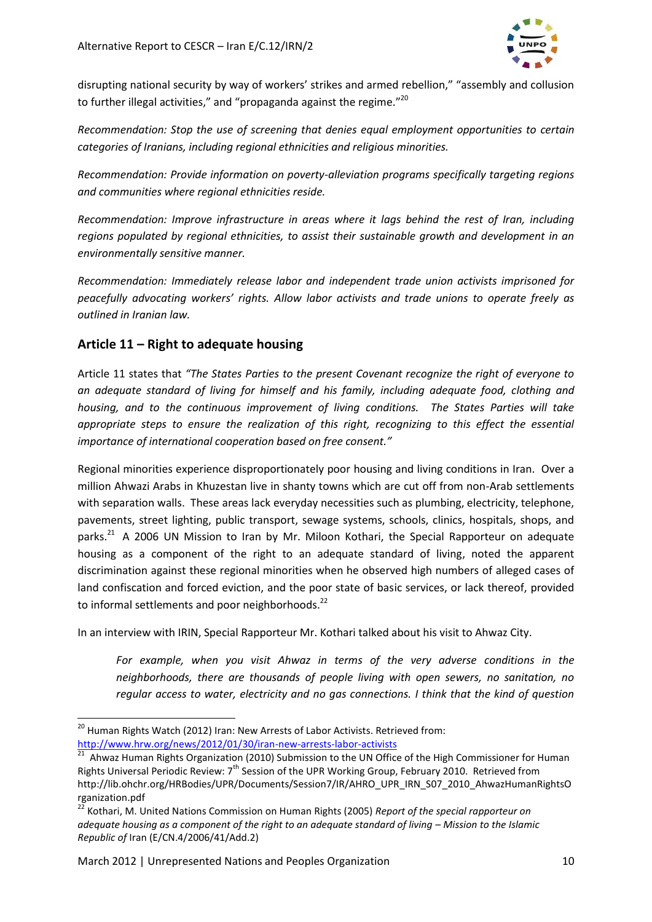disrupting national security by way of workers' strikes and armed rebellion," "assembly and collusion to further illegal activities," and "propaganda against the regime."[20]

*Recommendation: Stop the use of screening that denies equal employment opportunities to certain categories of Iranians, including regional ethnicities and religious minorities.*

*Recommendation: Provide information on poverty-alleviation programs specifically targeting regions and communities where regional ethnicities reside.*

*Recommendation: Improve infrastructure in areas where it lags behind the rest of Iran, including regions populated by regional ethnicities, to assist their sustainable growth and development in an environmentally sensitive manner.*

*Recommendation: Immediately release labor and independent trade union activists imprisoned for peacefully advocating workers' rights. Allow labor activists and trade unions to operate freely as outlined in Iranian law.*

## Article 11 – Right to adequate housing

Article 11 states that *"The States Parties to the present Covenant recognize the right of everyone to an adequate standard of living for himself and his family, including adequate food, clothing and housing, and to the continuous improvement of living conditions. The States Parties will take appropriate steps to ensure the realization of this right, recognizing to this effect the essential importance of international cooperation based on free consent."*

Regional minorities experience disproportionately poor housing and living conditions in Iran. Over a million Ahwazi Arabs in Khuzestan live in shanty towns which are cut off from non-Arab settlements with separation walls. These areas lack everyday necessities such as plumbing, electricity, telephone, pavements, street lighting, public transport, sewage systems, schools, clinics, hospitals, shops, and parks.[21] A 2006 UN Mission to Iran by Mr. Miloon Kothari, the Special Rapporteur on adequate housing as a component of the right to an adequate standard of living, noted the apparent discrimination against these regional minorities when he observed high numbers of alleged cases of land confiscation and forced eviction, and the poor state of basic services, or lack thereof, provided to informal settlements and poor neighborhoods.[22]

In an interview with IRIN, Special Rapporteur Mr. Kothari talked about his visit to Ahwaz City.

> *For example, when you visit Ahwaz in terms of the very adverse conditions in the neighborhoods, there are thousands of people living with open sewers, no sanitation, no regular access to water, electricity and no gas connections. I think that the kind of question*

---

[20] Human Rights Watch (2012) Iran: New Arrests of Labor Activists. Retrieved from: http://www.hrw.org/news/2012/01/30/iran-new-arrests-labor-activists

[21] Ahwaz Human Rights Organization (2010) Submission to the UN Office of the High Commissioner for Human Rights Universal Periodic Review: 7th Session of the UPR Working Group, February 2010. Retrieved from http://lib.ohchr.org/HRBodies/UPR/Documents/Session7/IR/AHRO_UPR_IRN_S07_2010_AhwazHumanRightsOrganization.pdf

[22] Kothari, M. United Nations Commission on Human Rights (2005) *Report of the special rapporteur on adequate housing as a component of the right to an adequate standard of living – Mission to the Islamic Republic of* Iran (E/CN.4/2006/41/Add.2)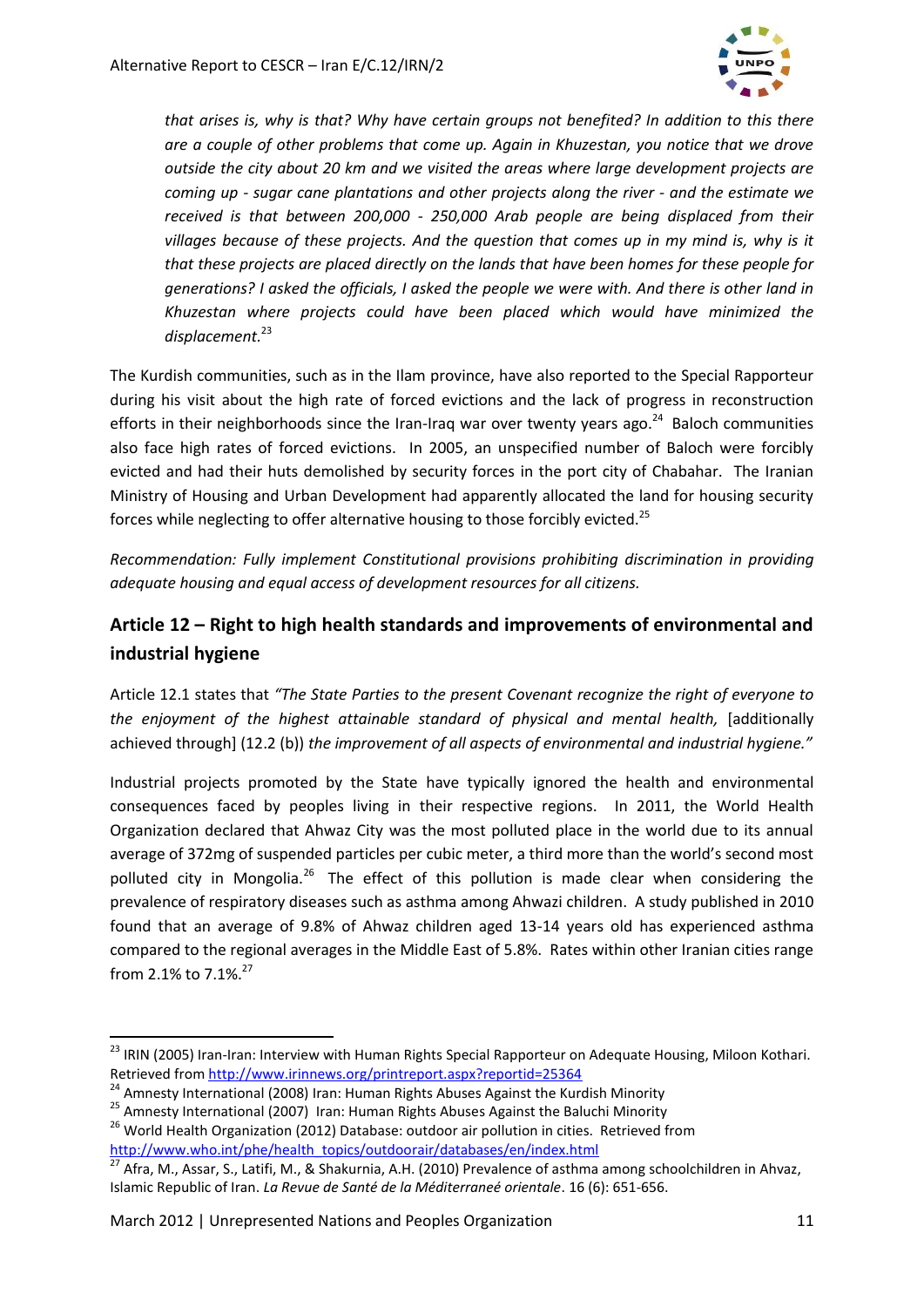*that arises is, why is that? Why have certain groups not benefited? In addition to this there are a couple of other problems that come up. Again in Khuzestan, you notice that we drove outside the city about 20 km and we visited the areas where large development projects are coming up - sugar cane plantations and other projects along the river - and the estimate we received is that between 200,000 - 250,000 Arab people are being displaced from their villages because of these projects. And the question that comes up in my mind is, why is it that these projects are placed directly on the lands that have been homes for these people for generations? I asked the officials, I asked the people we were with. And there is other land in Khuzestan where projects could have been placed which would have minimized the displacement.*[23]

The Kurdish communities, such as in the Ilam province, have also reported to the Special Rapporteur during his visit about the high rate of forced evictions and the lack of progress in reconstruction efforts in their neighborhoods since the Iran-Iraq war over twenty years ago.[24] Baloch communities also face high rates of forced evictions. In 2005, an unspecified number of Baloch were forcibly evicted and had their huts demolished by security forces in the port city of Chabahar. The Iranian Ministry of Housing and Urban Development had apparently allocated the land for housing security forces while neglecting to offer alternative housing to those forcibly evicted.[25]

*Recommendation: Fully implement Constitutional provisions prohibiting discrimination in providing adequate housing and equal access of development resources for all citizens.*

## Article 12 – Right to high health standards and improvements of environmental and industrial hygiene

Article 12.1 states that *"The State Parties to the present Covenant recognize the right of everyone to the enjoyment of the highest attainable standard of physical and mental health,* [additionally achieved through] (12.2 (b)) *the improvement of all aspects of environmental and industrial hygiene."*

Industrial projects promoted by the State have typically ignored the health and environmental consequences faced by peoples living in their respective regions. In 2011, the World Health Organization declared that Ahwaz City was the most polluted place in the world due to its annual average of 372mg of suspended particles per cubic meter, a third more than the world's second most polluted city in Mongolia.[26] The effect of this pollution is made clear when considering the prevalence of respiratory diseases such as asthma among Ahwazi children. A study published in 2010 found that an average of 9.8% of Ahwaz children aged 13-14 years old has experienced asthma compared to the regional averages in the Middle East of 5.8%. Rates within other Iranian cities range from 2.1% to 7.1%.[27]

---

[23] IRIN (2005) Iran-Iran: Interview with Human Rights Special Rapporteur on Adequate Housing, Miloon Kothari. Retrieved from http://www.irinnews.org/printreport.aspx?reportid=25364

[24] Amnesty International (2008) Iran: Human Rights Abuses Against the Kurdish Minority

[25] Amnesty International (2007) Iran: Human Rights Abuses Against the Baluchi Minority

[26] World Health Organization (2012) Database: outdoor air pollution in cities. Retrieved from http://www.who.int/phe/health_topics/outdoorair/databases/en/index.html

[27] Afra, M., Assar, S., Latifi, M., & Shakurnia, A.H. (2010) Prevalence of asthma among schoolchildren in Ahvaz, Islamic Republic of Iran. *La Revue de Santé de la Méditerraneé orientale*. 16 (6): 651-656.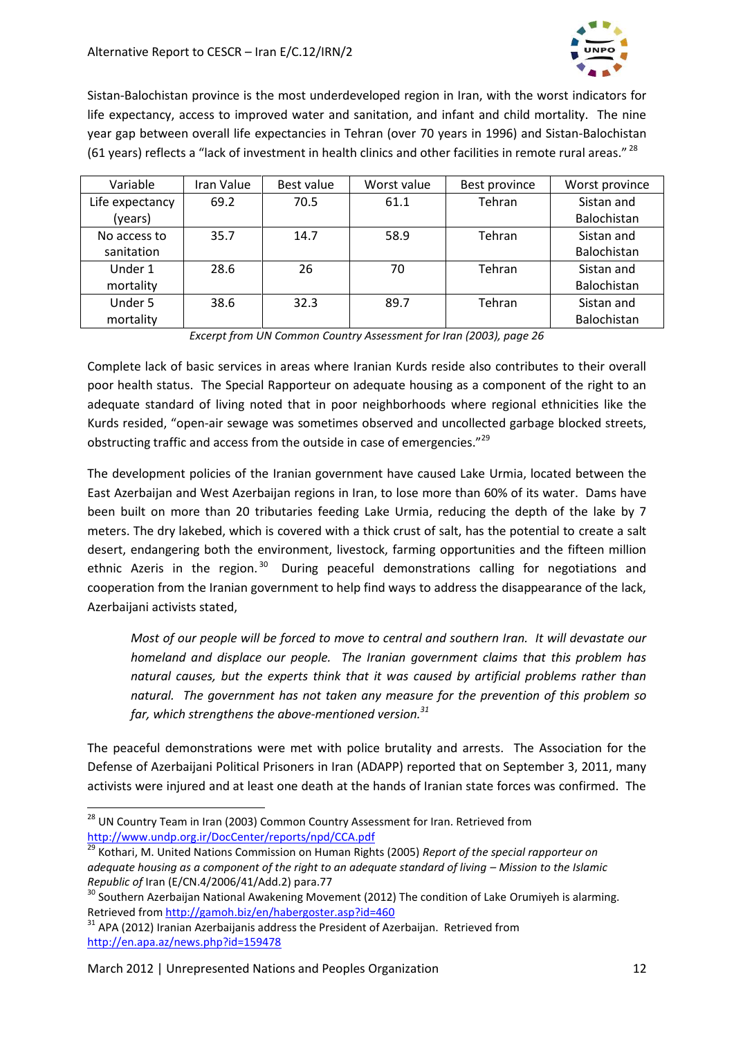Sistan-Balochistan province is the most underdeveloped region in Iran, with the worst indicators for life expectancy, access to improved water and sanitation, and infant and child mortality. The nine year gap between overall life expectancies in Tehran (over 70 years in 1996) and Sistan-Balochistan (61 years) reflects a "lack of investment in health clinics and other facilities in remote rural areas."[28]

| Variable | Iran Value | Best value | Worst value | Best province | Worst province |
|---|---|---|---|---|---|
| Life expectancy (years) | 69.2 | 70.5 | 61.1 | Tehran | Sistan and Balochistan |
| No access to sanitation | 35.7 | 14.7 | 58.9 | Tehran | Sistan and Balochistan |
| Under 1 mortality | 28.6 | 26 | 70 | Tehran | Sistan and Balochistan |
| Under 5 mortality | 38.6 | 32.3 | 89.7 | Tehran | Sistan and Balochistan |

*Excerpt from UN Common Country Assessment for Iran (2003), page 26*

Complete lack of basic services in areas where Iranian Kurds reside also contributes to their overall poor health status. The Special Rapporteur on adequate housing as a component of the right to an adequate standard of living noted that in poor neighborhoods where regional ethnicities like the Kurds resided, "open-air sewage was sometimes observed and uncollected garbage blocked streets, obstructing traffic and access from the outside in case of emergencies."[29]

The development policies of the Iranian government have caused Lake Urmia, located between the East Azerbaijan and West Azerbaijan regions in Iran, to lose more than 60% of its water. Dams have been built on more than 20 tributaries feeding Lake Urmia, reducing the depth of the lake by 7 meters. The dry lakebed, which is covered with a thick crust of salt, has the potential to create a salt desert, endangering both the environment, livestock, farming opportunities and the fifteen million ethnic Azeris in the region.[30] During peaceful demonstrations calling for negotiations and cooperation from the Iranian government to help find ways to address the disappearance of the lack, Azerbaijani activists stated,

> *Most of our people will be forced to move to central and southern Iran. It will devastate our homeland and displace our people. The Iranian government claims that this problem has natural causes, but the experts think that it was caused by artificial problems rather than natural. The government has not taken any measure for the prevention of this problem so far, which strengthens the above-mentioned version.*[31]

The peaceful demonstrations were met with police brutality and arrests. The Association for the Defense of Azerbaijani Political Prisoners in Iran (ADAPP) reported that on September 3, 2011, many activists were injured and at least one death at the hands of Iranian state forces was confirmed. The

---

[28] UN Country Team in Iran (2003) Common Country Assessment for Iran. Retrieved from http://www.undp.org.ir/DocCenter/reports/npd/CCA.pdf

[29] Kothari, M. United Nations Commission on Human Rights (2005) *Report of the special rapporteur on adequate housing as a component of the right to an adequate standard of living – Mission to the Islamic Republic of* Iran (E/CN.4/2006/41/Add.2) para.77

[30] Southern Azerbaijan National Awakening Movement (2012) The condition of Lake Orumiyeh is alarming. Retrieved from http://gamoh.biz/en/habergoster.asp?id=460

[31] APA (2012) Iranian Azerbaijanis address the President of Azerbaijan. Retrieved from http://en.apa.az/news.php?id=159478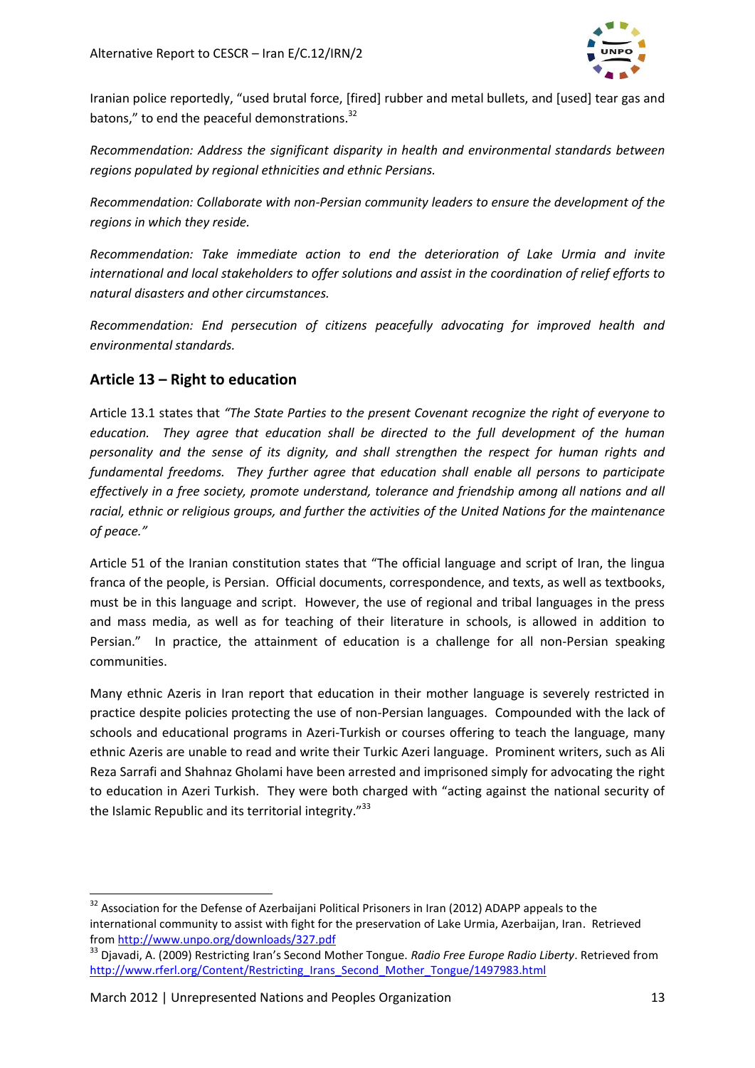Iranian police reportedly, "used brutal force, [fired] rubber and metal bullets, and [used] tear gas and batons," to end the peaceful demonstrations.[32]

*Recommendation: Address the significant disparity in health and environmental standards between regions populated by regional ethnicities and ethnic Persians.*

*Recommendation: Collaborate with non-Persian community leaders to ensure the development of the regions in which they reside.*

*Recommendation: Take immediate action to end the deterioration of Lake Urmia and invite international and local stakeholders to offer solutions and assist in the coordination of relief efforts to natural disasters and other circumstances.*

*Recommendation: End persecution of citizens peacefully advocating for improved health and environmental standards.*

## Article 13 – Right to education

Article 13.1 states that *"The State Parties to the present Covenant recognize the right of everyone to education. They agree that education shall be directed to the full development of the human personality and the sense of its dignity, and shall strengthen the respect for human rights and fundamental freedoms. They further agree that education shall enable all persons to participate effectively in a free society, promote understand, tolerance and friendship among all nations and all racial, ethnic or religious groups, and further the activities of the United Nations for the maintenance of peace."*

Article 51 of the Iranian constitution states that "The official language and script of Iran, the lingua franca of the people, is Persian. Official documents, correspondence, and texts, as well as textbooks, must be in this language and script. However, the use of regional and tribal languages in the press and mass media, as well as for teaching of their literature in schools, is allowed in addition to Persian." In practice, the attainment of education is a challenge for all non-Persian speaking communities.

Many ethnic Azeris in Iran report that education in their mother language is severely restricted in practice despite policies protecting the use of non-Persian languages. Compounded with the lack of schools and educational programs in Azeri-Turkish or courses offering to teach the language, many ethnic Azeris are unable to read and write their Turkic Azeri language. Prominent writers, such as Ali Reza Sarrafi and Shahnaz Gholami have been arrested and imprisoned simply for advocating the right to education in Azeri Turkish. They were both charged with "acting against the national security of the Islamic Republic and its territorial integrity."[33]

---

[32] Association for the Defense of Azerbaijani Political Prisoners in Iran (2012) ADAPP appeals to the international community to assist with fight for the preservation of Lake Urmia, Azerbaijan, Iran. Retrieved from http://www.unpo.org/downloads/327.pdf

[33] Djavadi, A. (2009) Restricting Iran's Second Mother Tongue. *Radio Free Europe Radio Liberty*. Retrieved from http://www.rferl.org/Content/Restricting_Irans_Second_Mother_Tongue/1497983.html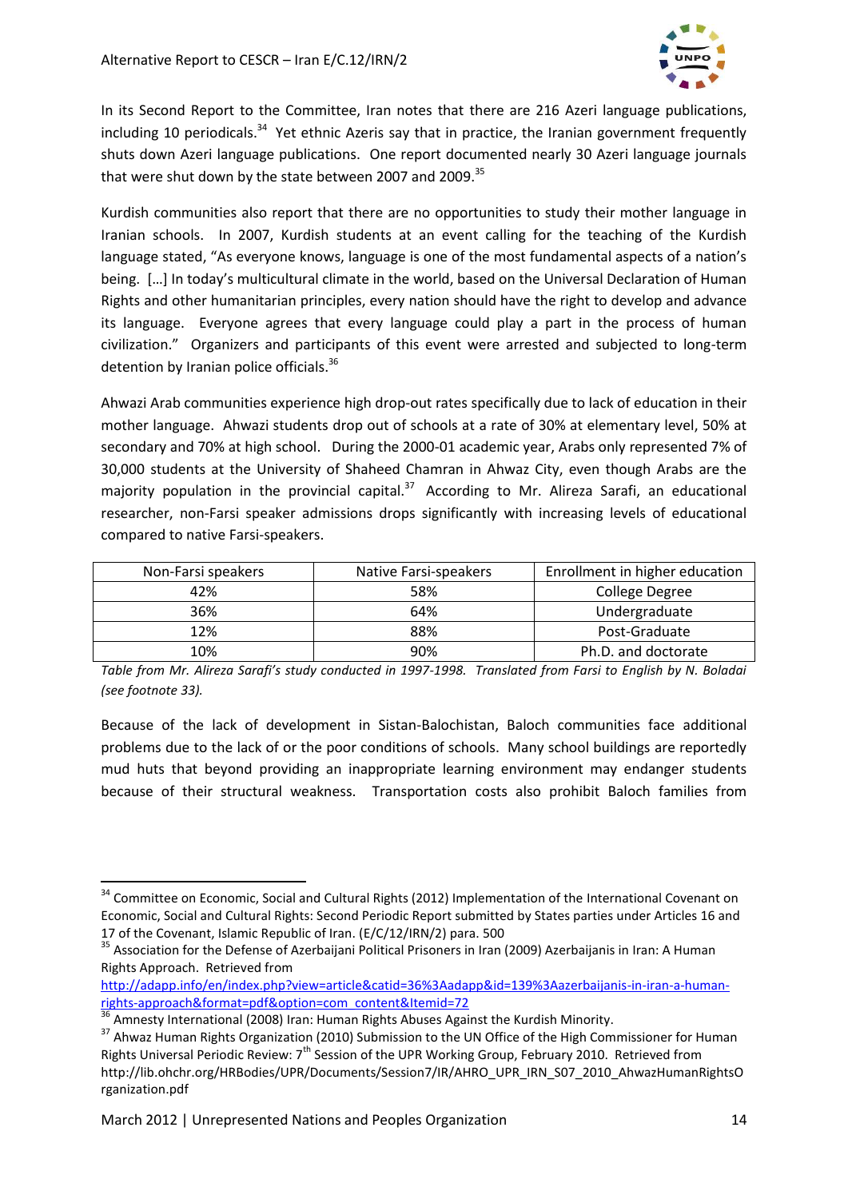In its Second Report to the Committee, Iran notes that there are 216 Azeri language publications, including 10 periodicals.[34] Yet ethnic Azeris say that in practice, the Iranian government frequently shuts down Azeri language publications. One report documented nearly 30 Azeri language journals that were shut down by the state between 2007 and 2009.[35]

Kurdish communities also report that there are no opportunities to study their mother language in Iranian schools. In 2007, Kurdish students at an event calling for the teaching of the Kurdish language stated, "As everyone knows, language is one of the most fundamental aspects of a nation's being. […] In today's multicultural climate in the world, based on the Universal Declaration of Human Rights and other humanitarian principles, every nation should have the right to develop and advance its language. Everyone agrees that every language could play a part in the process of human civilization." Organizers and participants of this event were arrested and subjected to long-term detention by Iranian police officials.[36]

Ahwazi Arab communities experience high drop-out rates specifically due to lack of education in their mother language. Ahwazi students drop out of schools at a rate of 30% at elementary level, 50% at secondary and 70% at high school. During the 2000-01 academic year, Arabs only represented 7% of 30,000 students at the University of Shaheed Chamran in Ahwaz City, even though Arabs are the majority population in the provincial capital.[37] According to Mr. Alireza Sarafi, an educational researcher, non-Farsi speaker admissions drops significantly with increasing levels of educational compared to native Farsi-speakers.

| Non-Farsi speakers | Native Farsi-speakers | Enrollment in higher education |
|---|---|---|
| 42% | 58% | College Degree |
| 36% | 64% | Undergraduate |
| 12% | 88% | Post-Graduate |
| 10% | 90% | Ph.D. and doctorate |

*Table from Mr. Alireza Sarafi's study conducted in 1997-1998. Translated from Farsi to English by N. Boladai (see footnote 33).*

Because of the lack of development in Sistan-Balochistan, Baloch communities face additional problems due to the lack of or the poor conditions of schools. Many school buildings are reportedly mud huts that beyond providing an inappropriate learning environment may endanger students because of their structural weakness. Transportation costs also prohibit Baloch families from

---

[34] Committee on Economic, Social and Cultural Rights (2012) Implementation of the International Covenant on Economic, Social and Cultural Rights: Second Periodic Report submitted by States parties under Articles 16 and 17 of the Covenant, Islamic Republic of Iran. (E/C/12/IRN/2) para. 500

[35] Association for the Defense of Azerbaijani Political Prisoners in Iran (2009) Azerbaijanis in Iran: A Human Rights Approach. Retrieved from http://adapp.info/en/index.php?view=article&catid=36%3Aadapp&id=139%3Aazerbaijanis-in-iran-a-human-rights-approach&format=pdf&option=com_content&Itemid=72

[36] Amnesty International (2008) Iran: Human Rights Abuses Against the Kurdish Minority.

[37] Ahwaz Human Rights Organization (2010) Submission to the UN Office of the High Commissioner for Human Rights Universal Periodic Review: 7th Session of the UPR Working Group, February 2010. Retrieved from http://lib.ohchr.org/HRBodies/UPR/Documents/Session7/IR/AHRO_UPR_IRN_S07_2010_AhwazHumanRightsOrganization.pdf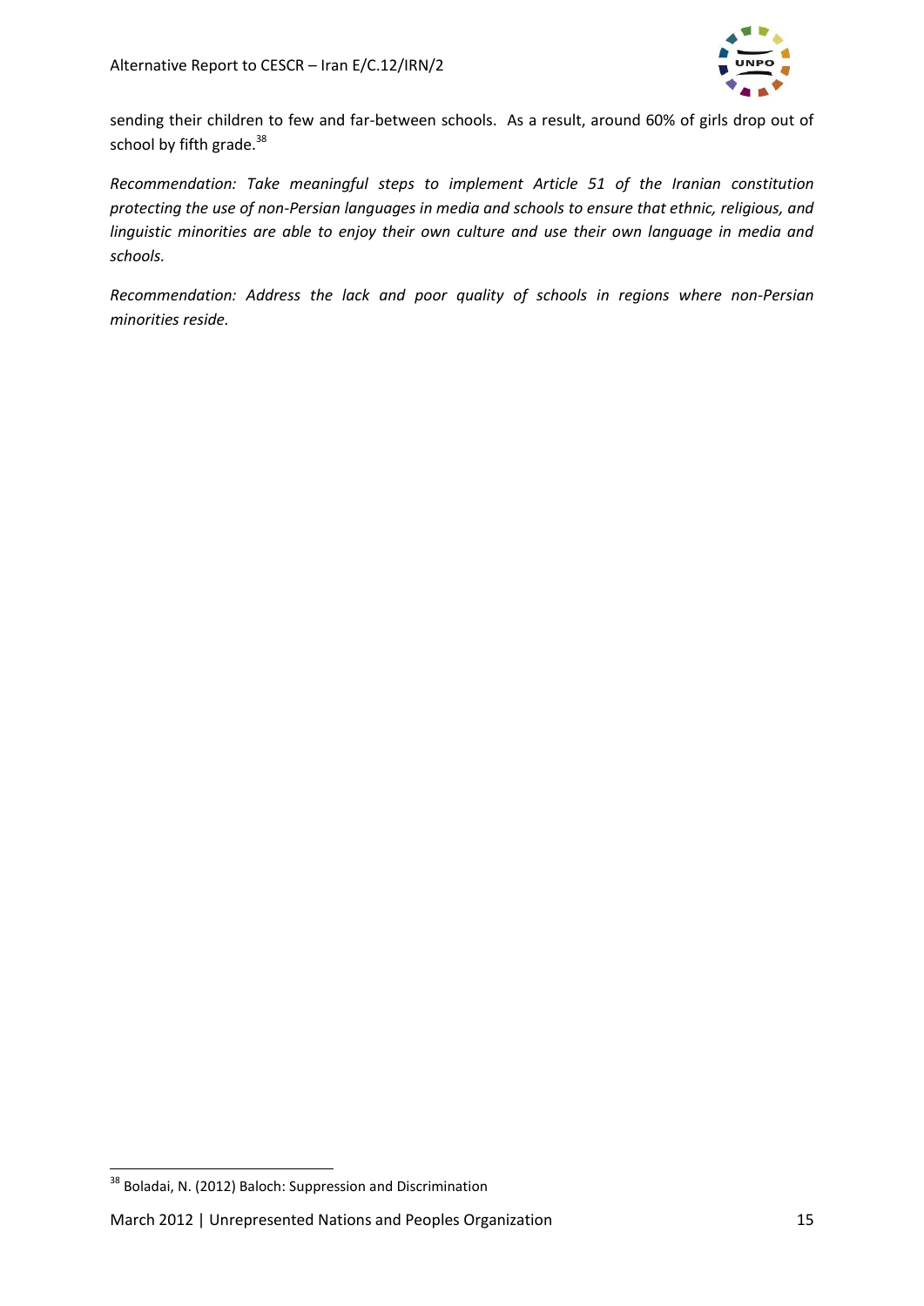sending their children to few and far-between schools. As a result, around 60% of girls drop out of school by fifth grade.[38]

*Recommendation: Take meaningful steps to implement Article 51 of the Iranian constitution protecting the use of non-Persian languages in media and schools to ensure that ethnic, religious, and linguistic minorities are able to enjoy their own culture and use their own language in media and schools.*

*Recommendation: Address the lack and poor quality of schools in regions where non-Persian minorities reside.*

---

[38] Boladai, N. (2012) Baloch: Suppression and Discrimination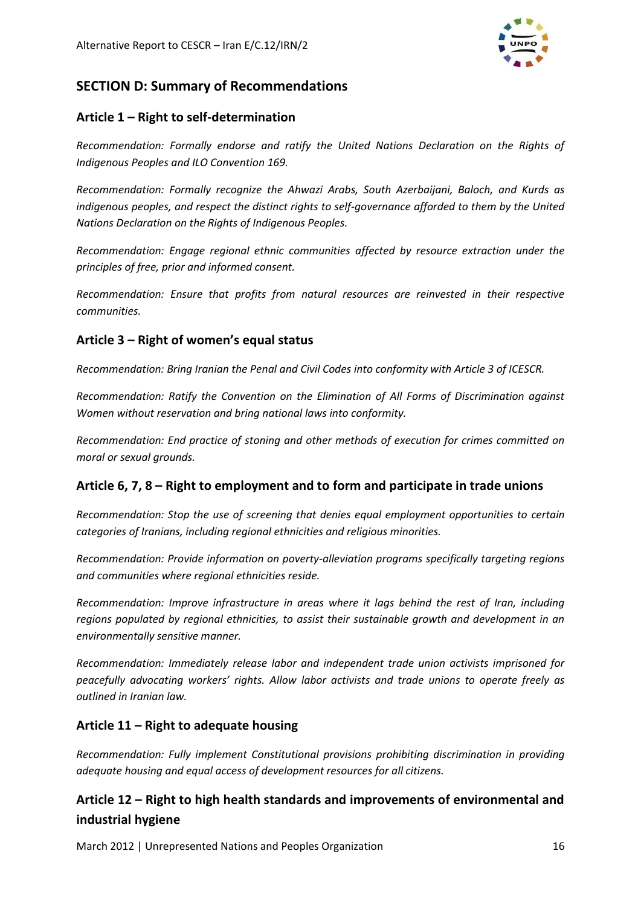## SECTION D: Summary of Recommendations

### Article 1 – Right to self-determination

*Recommendation: Formally endorse and ratify the United Nations Declaration on the Rights of Indigenous Peoples and ILO Convention 169.*

*Recommendation: Formally recognize the Ahwazi Arabs, South Azerbaijani, Baloch, and Kurds as indigenous peoples, and respect the distinct rights to self-governance afforded to them by the United Nations Declaration on the Rights of Indigenous Peoples.*

*Recommendation: Engage regional ethnic communities affected by resource extraction under the principles of free, prior and informed consent.*

*Recommendation: Ensure that profits from natural resources are reinvested in their respective communities.*

### Article 3 – Right of women's equal status

*Recommendation: Bring Iranian the Penal and Civil Codes into conformity with Article 3 of ICESCR.*

*Recommendation: Ratify the Convention on the Elimination of All Forms of Discrimination against Women without reservation and bring national laws into conformity.*

*Recommendation: End practice of stoning and other methods of execution for crimes committed on moral or sexual grounds.*

### Article 6, 7, 8 – Right to employment and to form and participate in trade unions

*Recommendation: Stop the use of screening that denies equal employment opportunities to certain categories of Iranians, including regional ethnicities and religious minorities.*

*Recommendation: Provide information on poverty-alleviation programs specifically targeting regions and communities where regional ethnicities reside.*

*Recommendation: Improve infrastructure in areas where it lags behind the rest of Iran, including regions populated by regional ethnicities, to assist their sustainable growth and development in an environmentally sensitive manner.*

*Recommendation: Immediately release labor and independent trade union activists imprisoned for peacefully advocating workers' rights. Allow labor activists and trade unions to operate freely as outlined in Iranian law.*

### Article 11 – Right to adequate housing

*Recommendation: Fully implement Constitutional provisions prohibiting discrimination in providing adequate housing and equal access of development resources for all citizens.*

### Article 12 – Right to high health standards and improvements of environmental and industrial hygiene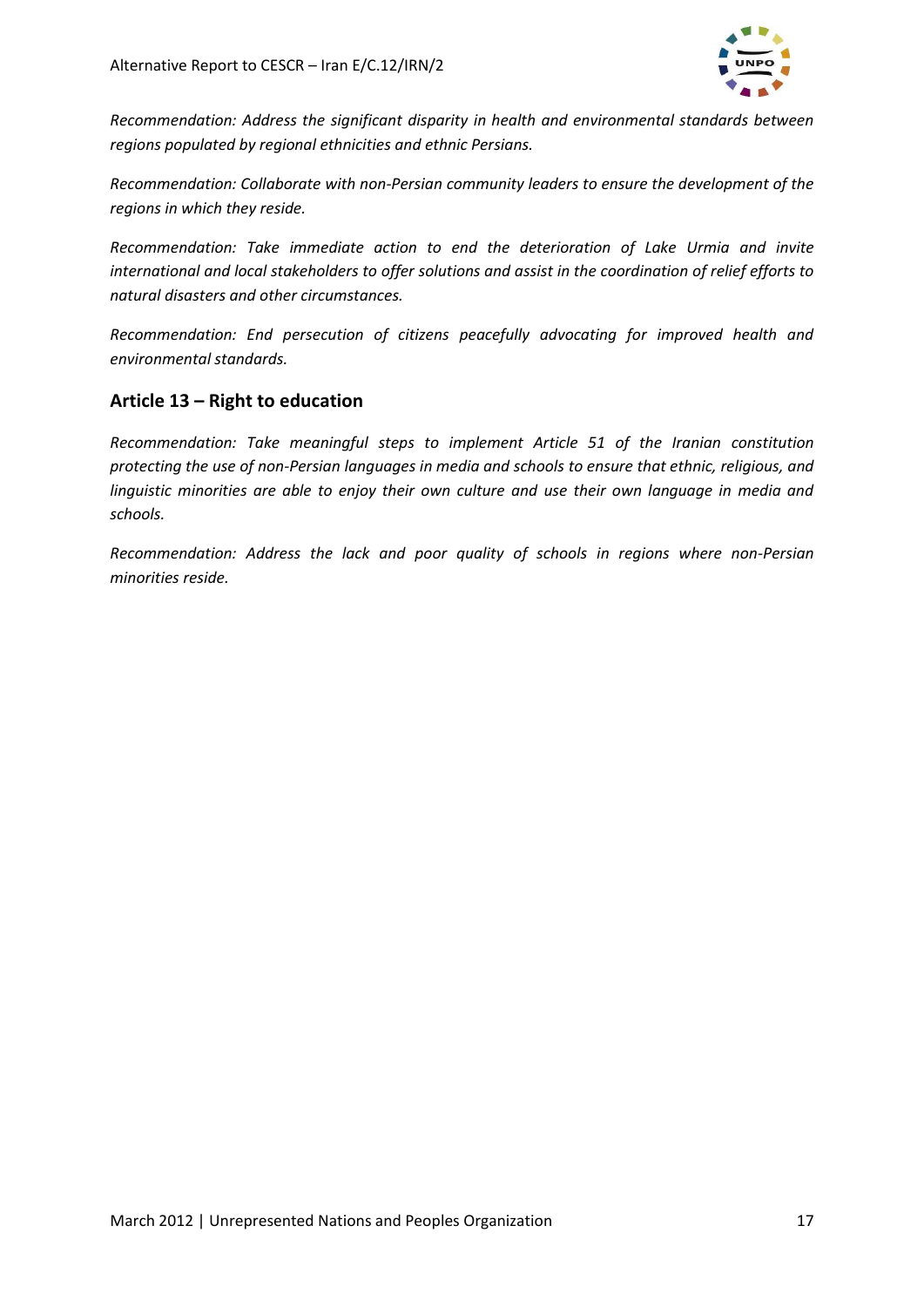*Recommendation: Address the significant disparity in health and environmental standards between regions populated by regional ethnicities and ethnic Persians.*

*Recommendation: Collaborate with non-Persian community leaders to ensure the development of the regions in which they reside.*

*Recommendation: Take immediate action to end the deterioration of Lake Urmia and invite international and local stakeholders to offer solutions and assist in the coordination of relief efforts to natural disasters and other circumstances.*

*Recommendation: End persecution of citizens peacefully advocating for improved health and environmental standards.*

## Article 13 – Right to education

*Recommendation: Take meaningful steps to implement Article 51 of the Iranian constitution protecting the use of non-Persian languages in media and schools to ensure that ethnic, religious, and linguistic minorities are able to enjoy their own culture and use their own language in media and schools.*

*Recommendation: Address the lack and poor quality of schools in regions where non-Persian minorities reside.*